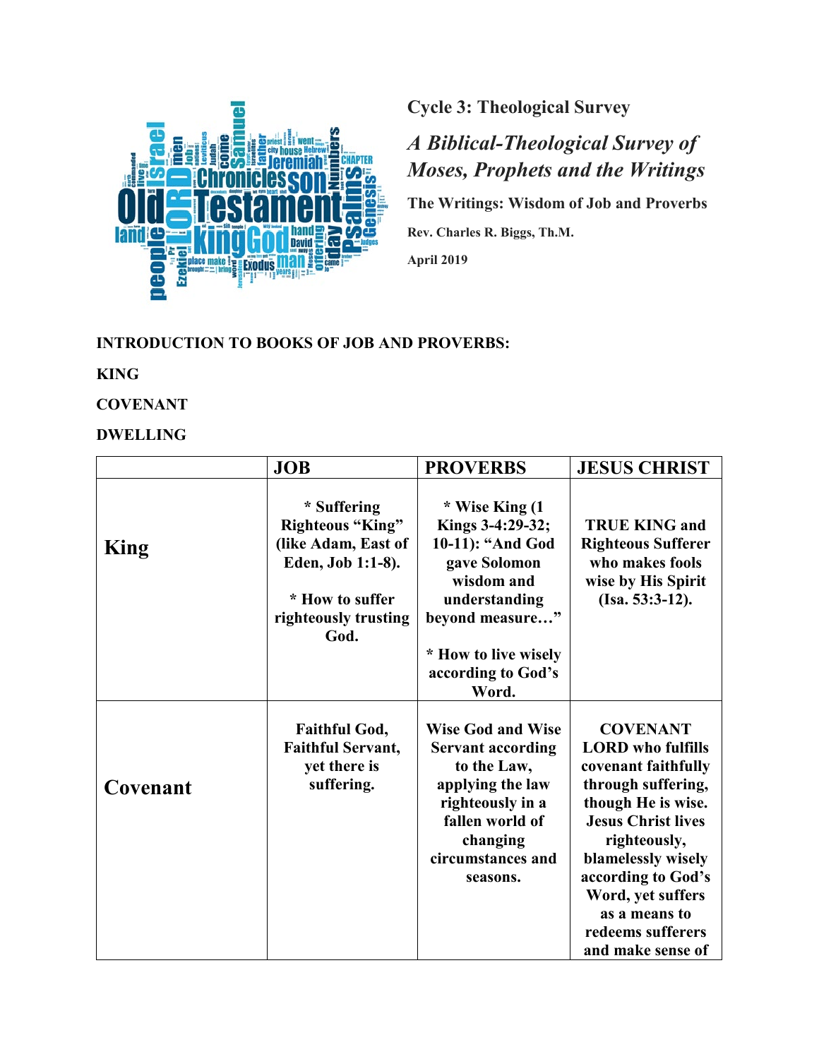**Cycle 3: Theological Survey**

***A Biblical-Theological Survey of Moses, Prophets and the Writings***

**The Writings: Wisdom of Job and Proverbs**

**Rev. Charles R. Biggs, Th.M.**

**April 2019**

**INTRODUCTION TO BOOKS OF JOB AND PROVERBS:**

**KING**

**COVENANT**

**DWELLING**

| | JOB | PROVERBS | JESUS CHRIST |
|---|---|---|---|
| **King** | * Suffering Righteous "King" (like Adam, East of Eden, Job 1:1-8).<br><br>* How to suffer righteously trusting God. | * Wise King (1 Kings 3-4:29-32; 10-11): "And God gave Solomon wisdom and understanding beyond measure…"<br><br>* How to live wisely according to God's Word. | TRUE KING and Righteous Sufferer who makes fools wise by His Spirit (Isa. 53:3-12). |
| **Covenant** | Faithful God, Faithful Servant, yet there is suffering. | Wise God and Wise Servant according to the Law, applying the law righteously in a fallen world of changing circumstances and seasons. | COVENANT LORD who fulfills covenant faithfully through suffering, though He is wise. Jesus Christ lives righteously, blamelessly wisely according to God's Word, yet suffers as a means to redeems sufferers and make sense of |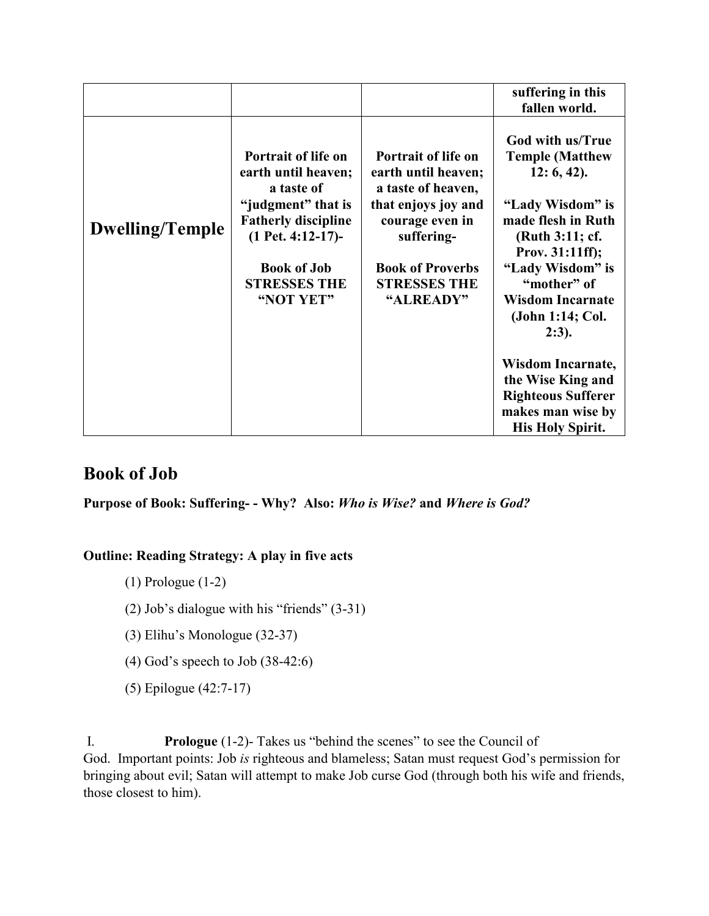| | | | suffering in this fallen world. |
|---|---|---|---|
| **Dwelling/Temple** | **Portrait of life on earth until heaven; a taste of "judgment" that is Fatherly discipline (1 Pet. 4:12-17)-**<br><br>**Book of Job STRESSES THE "NOT YET"** | **Portrait of life on earth until heaven; a taste of heaven, that enjoys joy and courage even in suffering-**<br><br>**Book of Proverbs STRESSES THE "ALREADY"** | **God with us/True Temple (Matthew 12: 6, 42).**<br><br>**"Lady Wisdom" is made flesh in Ruth (Ruth 3:11; cf. Prov. 31:11ff); "Lady Wisdom" is "mother" of Wisdom Incarnate (John 1:14; Col. 2:3).**<br><br>**Wisdom Incarnate, the Wise King and Righteous Sufferer makes man wise by His Holy Spirit.** |

## Book of Job

**Purpose of Book: Suffering- - Why? Also:** ***Who is Wise?*** **and** ***Where is God?***

**Outline: Reading Strategy: A play in five acts**

(1) Prologue (1-2)

(2) Job's dialogue with his "friends" (3-31)

(3) Elihu's Monologue (32-37)

(4) God's speech to Job (38-42:6)

(5) Epilogue (42:7-17)

I. **Prologue** (1-2)- Takes us "behind the scenes" to see the Council of God. Important points: Job *is* righteous and blameless; Satan must request God's permission for bringing about evil; Satan will attempt to make Job curse God (through both his wife and friends, those closest to him).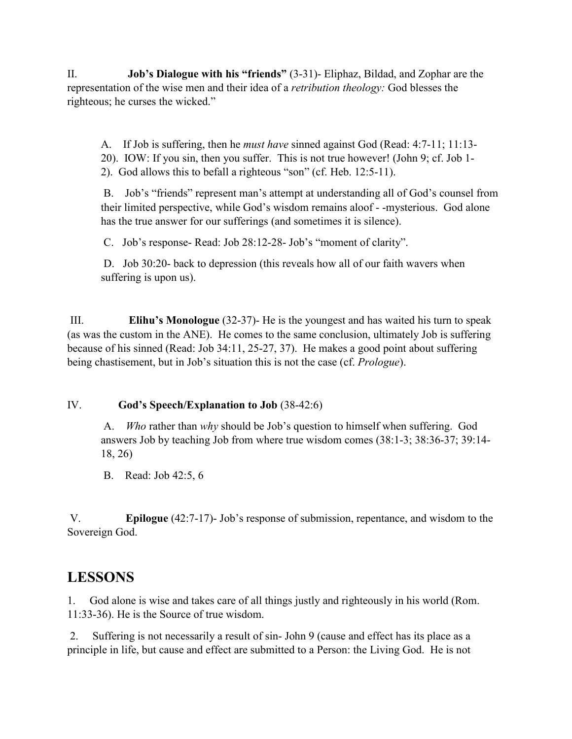II. **Job's Dialogue with his "friends"** (3-31)- Eliphaz, Bildad, and Zophar are the representation of the wise men and their idea of a *retribution theology:* God blesses the righteous; he curses the wicked."

A. If Job is suffering, then he *must have* sinned against God (Read: 4:7-11; 11:13-20). IOW: If you sin, then you suffer. This is not true however! (John 9; cf. Job 1-2). God allows this to befall a righteous "son" (cf. Heb. 12:5-11).

B. Job's "friends" represent man's attempt at understanding all of God's counsel from their limited perspective, while God's wisdom remains aloof - -mysterious. God alone has the true answer for our sufferings (and sometimes it is silence).

C. Job's response- Read: Job 28:12-28- Job's "moment of clarity".

D. Job 30:20- back to depression (this reveals how all of our faith wavers when suffering is upon us).

III. **Elihu's Monologue** (32-37)- He is the youngest and has waited his turn to speak (as was the custom in the ANE). He comes to the same conclusion, ultimately Job is suffering because of his sinned (Read: Job 34:11, 25-27, 37). He makes a good point about suffering being chastisement, but in Job's situation this is not the case (cf. *Prologue*).

IV. **God's Speech/Explanation to Job** (38-42:6)

A. *Who* rather than *why* should be Job's question to himself when suffering. God answers Job by teaching Job from where true wisdom comes (38:1-3; 38:36-37; 39:14-18, 26)

B. Read: Job 42:5, 6

V. **Epilogue** (42:7-17)- Job's response of submission, repentance, and wisdom to the Sovereign God.

## LESSONS

1. God alone is wise and takes care of all things justly and righteously in his world (Rom. 11:33-36). He is the Source of true wisdom.

2. Suffering is not necessarily a result of sin- John 9 (cause and effect has its place as a principle in life, but cause and effect are submitted to a Person: the Living God. He is not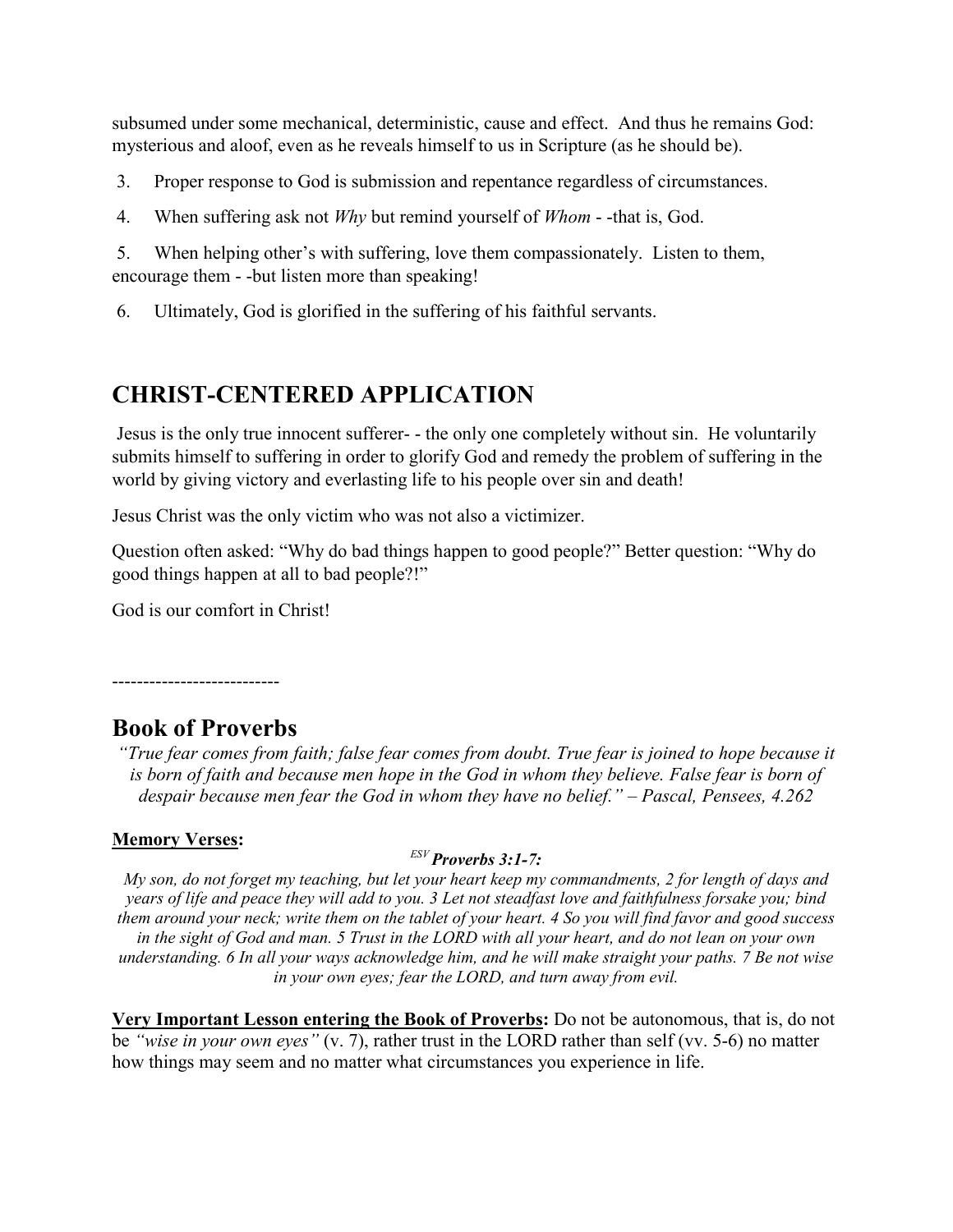subsumed under some mechanical, deterministic, cause and effect. And thus he remains God: mysterious and aloof, even as he reveals himself to us in Scripture (as he should be).

3. Proper response to God is submission and repentance regardless of circumstances.

4. When suffering ask not *Why* but remind yourself of *Whom* - -that is, God.

5. When helping other's with suffering, love them compassionately. Listen to them, encourage them - -but listen more than speaking!

6. Ultimately, God is glorified in the suffering of his faithful servants.

## CHRIST-CENTERED APPLICATION

Jesus is the only true innocent sufferer- - the only one completely without sin. He voluntarily submits himself to suffering in order to glorify God and remedy the problem of suffering in the world by giving victory and everlasting life to his people over sin and death!

Jesus Christ was the only victim who was not also a victimizer.

Question often asked: "Why do bad things happen to good people?" Better question: "Why do good things happen at all to bad people?!"

God is our comfort in Christ!

---------------------------

## Book of Proverbs

*"True fear comes from faith; false fear comes from doubt. True fear is joined to hope because it is born of faith and because men hope in the God in whom they believe. False fear is born of despair because men fear the God in whom they have no belief." – Pascal, Pensees, 4.262*

**Memory Verses:**

**ESV *Proverbs 3:1-7:***

*My son, do not forget my teaching, but let your heart keep my commandments, 2 for length of days and years of life and peace they will add to you. 3 Let not steadfast love and faithfulness forsake you; bind them around your neck; write them on the tablet of your heart. 4 So you will find favor and good success in the sight of God and man. 5 Trust in the LORD with all your heart, and do not lean on your own understanding. 6 In all your ways acknowledge him, and he will make straight your paths. 7 Be not wise in your own eyes; fear the LORD, and turn away from evil.*

**Very Important Lesson entering the Book of Proverbs:** Do not be autonomous, that is, do not be *"wise in your own eyes"* (v. 7), rather trust in the LORD rather than self (vv. 5-6) no matter how things may seem and no matter what circumstances you experience in life.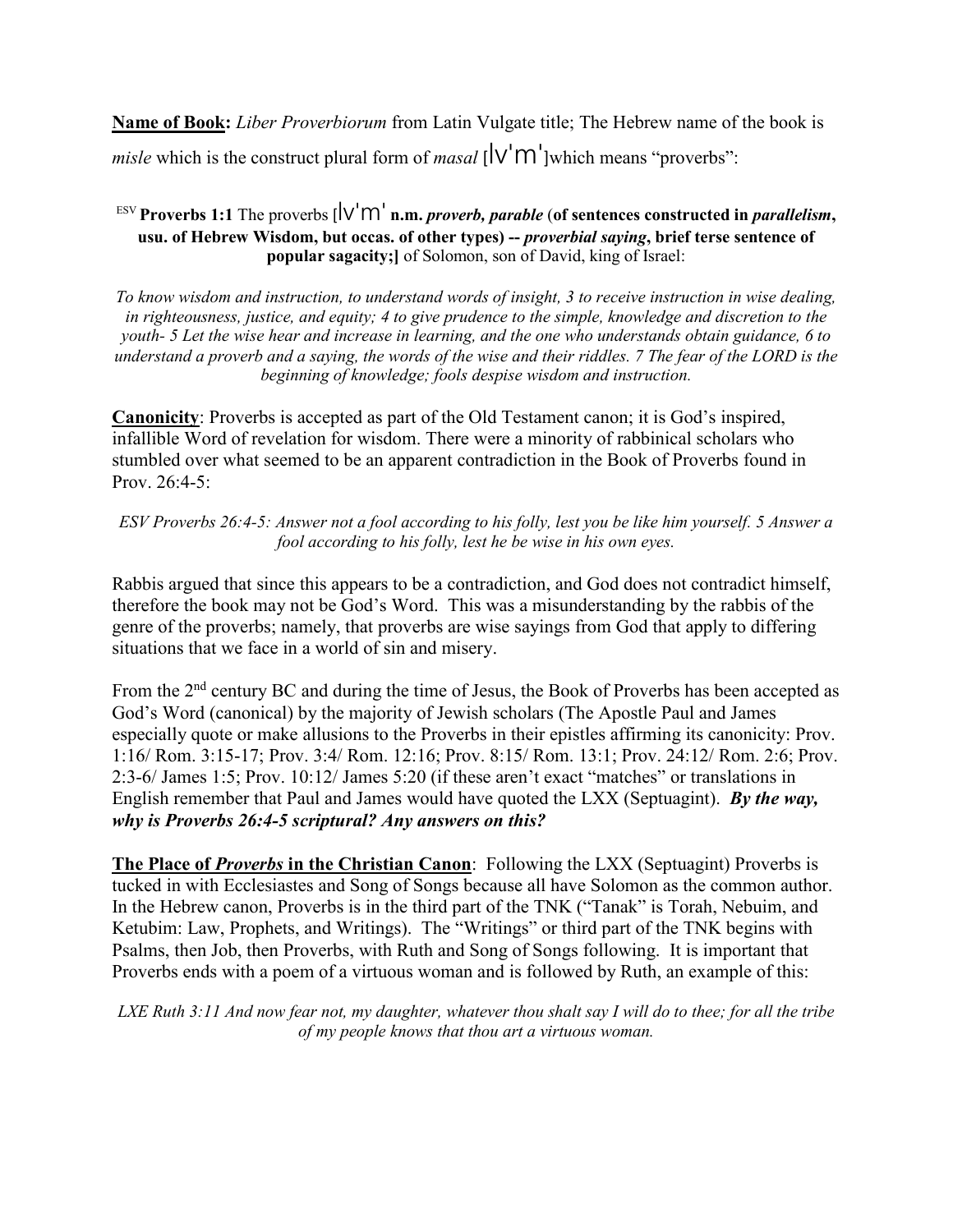**Name of Book:** *Liber Proverbiorum* from Latin Vulgate title; The Hebrew name of the book is *misle* which is the construct plural form of *masal* [lv'm']which means "proverbs":

[ESV] **Proverbs 1:1** The proverbs [lv'm' **n.m.** ***proverb, parable*** **(of sentences constructed in** ***parallelism*****, usu. of Hebrew Wisdom, but occas. of other types) --** ***proverbial saying*****, brief terse sentence of popular sagacity;]** of Solomon, son of David, king of Israel:

*To know wisdom and instruction, to understand words of insight, 3 to receive instruction in wise dealing, in righteousness, justice, and equity; 4 to give prudence to the simple, knowledge and discretion to the youth- 5 Let the wise hear and increase in learning, and the one who understands obtain guidance, 6 to understand a proverb and a saying, the words of the wise and their riddles. 7 The fear of the LORD is the beginning of knowledge; fools despise wisdom and instruction.*

**Canonicity**: Proverbs is accepted as part of the Old Testament canon; it is God's inspired, infallible Word of revelation for wisdom. There were a minority of rabbinical scholars who stumbled over what seemed to be an apparent contradiction in the Book of Proverbs found in Prov. 26:4-5:

*ESV Proverbs 26:4-5: Answer not a fool according to his folly, lest you be like him yourself. 5 Answer a fool according to his folly, lest he be wise in his own eyes.*

Rabbis argued that since this appears to be a contradiction, and God does not contradict himself, therefore the book may not be God's Word. This was a misunderstanding by the rabbis of the genre of the proverbs; namely, that proverbs are wise sayings from God that apply to differing situations that we face in a world of sin and misery.

From the 2nd century BC and during the time of Jesus, the Book of Proverbs has been accepted as God's Word (canonical) by the majority of Jewish scholars (The Apostle Paul and James especially quote or make allusions to the Proverbs in their epistles affirming its canonicity: Prov. 1:16/ Rom. 3:15-17; Prov. 3:4/ Rom. 12:16; Prov. 8:15/ Rom. 13:1; Prov. 24:12/ Rom. 2:6; Prov. 2:3-6/ James 1:5; Prov. 10:12/ James 5:20 (if these aren't exact "matches" or translations in English remember that Paul and James would have quoted the LXX (Septuagint). ***By the way, why is Proverbs 26:4-5 scriptural? Any answers on this?***

**The Place of *Proverbs* in the Christian Canon**: Following the LXX (Septuagint) Proverbs is tucked in with Ecclesiastes and Song of Songs because all have Solomon as the common author. In the Hebrew canon, Proverbs is in the third part of the TNK ("Tanak" is Torah, Nebuim, and Ketubim: Law, Prophets, and Writings). The "Writings" or third part of the TNK begins with Psalms, then Job, then Proverbs, with Ruth and Song of Songs following. It is important that Proverbs ends with a poem of a virtuous woman and is followed by Ruth, an example of this:

*LXE Ruth 3:11 And now fear not, my daughter, whatever thou shalt say I will do to thee; for all the tribe of my people knows that thou art a virtuous woman.*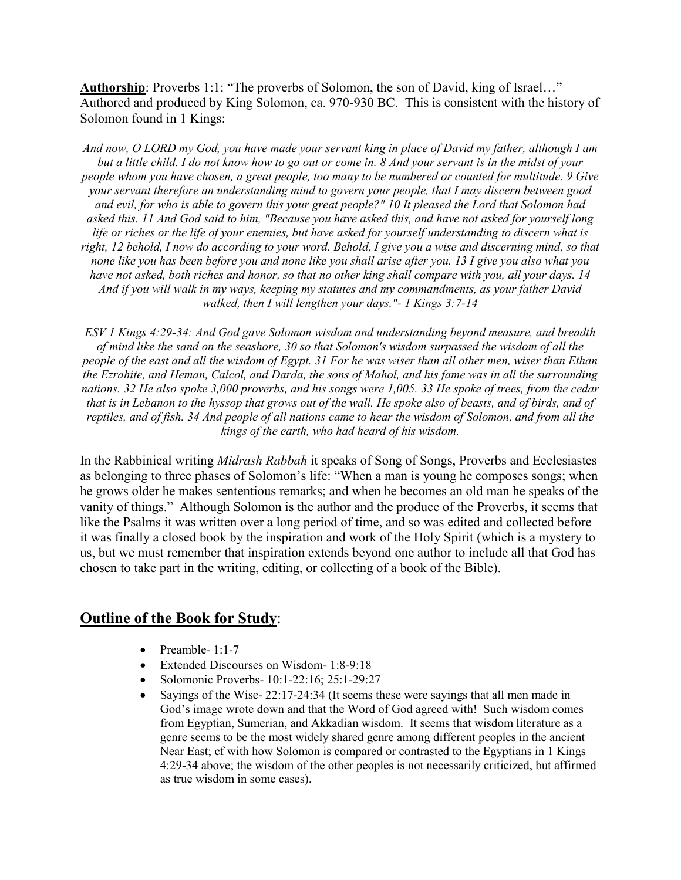**Authorship**: Proverbs 1:1: "The proverbs of Solomon, the son of David, king of Israel…" Authored and produced by King Solomon, ca. 970-930 BC. This is consistent with the history of Solomon found in 1 Kings:

*And now, O LORD my God, you have made your servant king in place of David my father, although I am but a little child. I do not know how to go out or come in. 8 And your servant is in the midst of your people whom you have chosen, a great people, too many to be numbered or counted for multitude. 9 Give your servant therefore an understanding mind to govern your people, that I may discern between good and evil, for who is able to govern this your great people?" 10 It pleased the Lord that Solomon had asked this. 11 And God said to him, "Because you have asked this, and have not asked for yourself long life or riches or the life of your enemies, but have asked for yourself understanding to discern what is right, 12 behold, I now do according to your word. Behold, I give you a wise and discerning mind, so that none like you has been before you and none like you shall arise after you. 13 I give you also what you have not asked, both riches and honor, so that no other king shall compare with you, all your days. 14 And if you will walk in my ways, keeping my statutes and my commandments, as your father David walked, then I will lengthen your days."- 1 Kings 3:7-14*

*ESV 1 Kings 4:29-34: And God gave Solomon wisdom and understanding beyond measure, and breadth of mind like the sand on the seashore, 30 so that Solomon's wisdom surpassed the wisdom of all the people of the east and all the wisdom of Egypt. 31 For he was wiser than all other men, wiser than Ethan the Ezrahite, and Heman, Calcol, and Darda, the sons of Mahol, and his fame was in all the surrounding nations. 32 He also spoke 3,000 proverbs, and his songs were 1,005. 33 He spoke of trees, from the cedar that is in Lebanon to the hyssop that grows out of the wall. He spoke also of beasts, and of birds, and of reptiles, and of fish. 34 And people of all nations came to hear the wisdom of Solomon, and from all the kings of the earth, who had heard of his wisdom.*

In the Rabbinical writing *Midrash Rabbah* it speaks of Song of Songs, Proverbs and Ecclesiastes as belonging to three phases of Solomon's life: "When a man is young he composes songs; when he grows older he makes sententious remarks; and when he becomes an old man he speaks of the vanity of things." Although Solomon is the author and the produce of the Proverbs, it seems that like the Psalms it was written over a long period of time, and so was edited and collected before it was finally a closed book by the inspiration and work of the Holy Spirit (which is a mystery to us, but we must remember that inspiration extends beyond one author to include all that God has chosen to take part in the writing, editing, or collecting of a book of the Bible).

## **Outline of the Book for Study**:

- Preamble- 1:1-7
- Extended Discourses on Wisdom- 1:8-9:18
- Solomonic Proverbs- 10:1-22:16; 25:1-29:27
- Sayings of the Wise- 22:17-24:34 (It seems these were sayings that all men made in God's image wrote down and that the Word of God agreed with! Such wisdom comes from Egyptian, Sumerian, and Akkadian wisdom. It seems that wisdom literature as a genre seems to be the most widely shared genre among different peoples in the ancient Near East; cf with how Solomon is compared or contrasted to the Egyptians in 1 Kings 4:29-34 above; the wisdom of the other peoples is not necessarily criticized, but affirmed as true wisdom in some cases).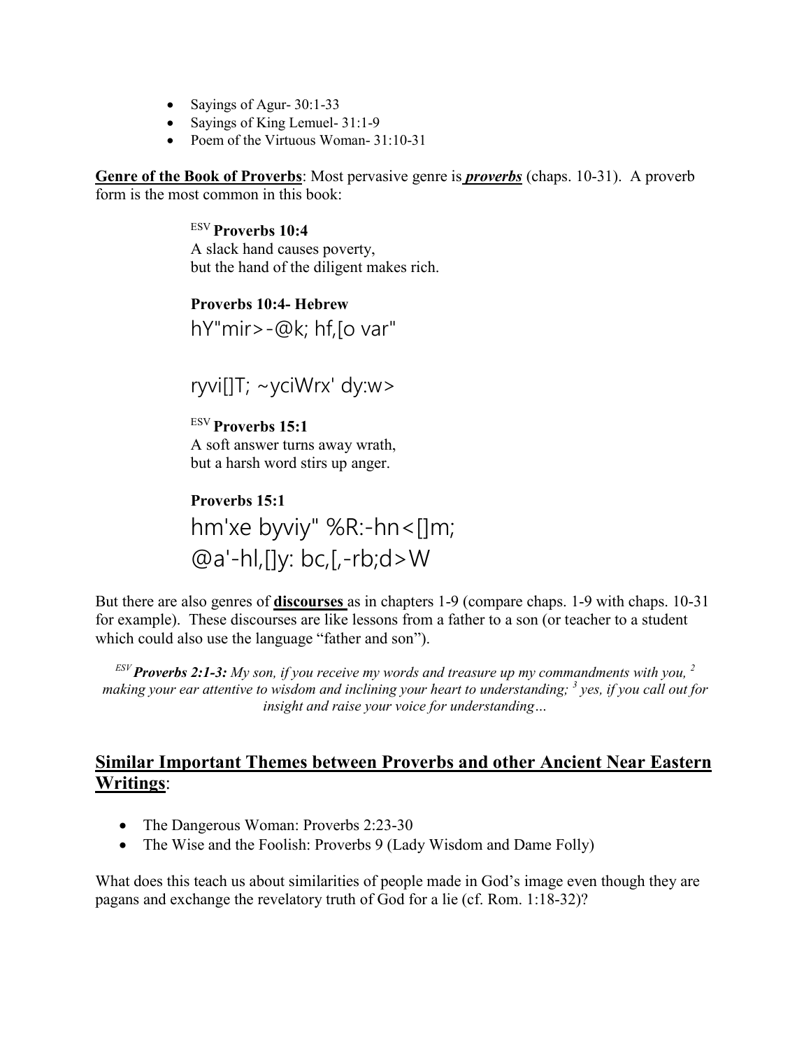- Sayings of Agur- 30:1-33
- Sayings of King Lemuel- 31:1-9
- Poem of the Virtuous Woman- 31:10-31

**Genre of the Book of Proverbs**: Most pervasive genre is ***proverbs*** (chaps. 10-31). A proverb form is the most common in this book:

> ESV **Proverbs 10:4**
> A slack hand causes poverty,
> but the hand of the diligent makes rich.
>
> **Proverbs 10:4- Hebrew**
> hY"mir>-@k; hf,[o var"
>
> ryvi[]T; ~yciWrx' dy:w>
>
> ESV **Proverbs 15:1**
> A soft answer turns away wrath,
> but a harsh word stirs up anger.
>
> **Proverbs 15:1**
> hm'xe byviy" %R:-hn<[]m;
> @a'-hl,[]y: bc,[,-rb;d>W

But there are also genres of **discourses** as in chapters 1-9 (compare chaps. 1-9 with chaps. 10-31 for example). These discourses are like lessons from a father to a son (or teacher to a student which could also use the language "father and son").

*ESV* ***Proverbs 2:1-3:*** *My son, if you receive my words and treasure up my commandments with you, [2] making your ear attentive to wisdom and inclining your heart to understanding; [3] yes, if you call out for insight and raise your voice for understanding…*

## Similar Important Themes between Proverbs and other Ancient Near Eastern Writings:

- The Dangerous Woman: Proverbs 2:23-30
- The Wise and the Foolish: Proverbs 9 (Lady Wisdom and Dame Folly)

What does this teach us about similarities of people made in God's image even though they are pagans and exchange the revelatory truth of God for a lie (cf. Rom. 1:18-32)?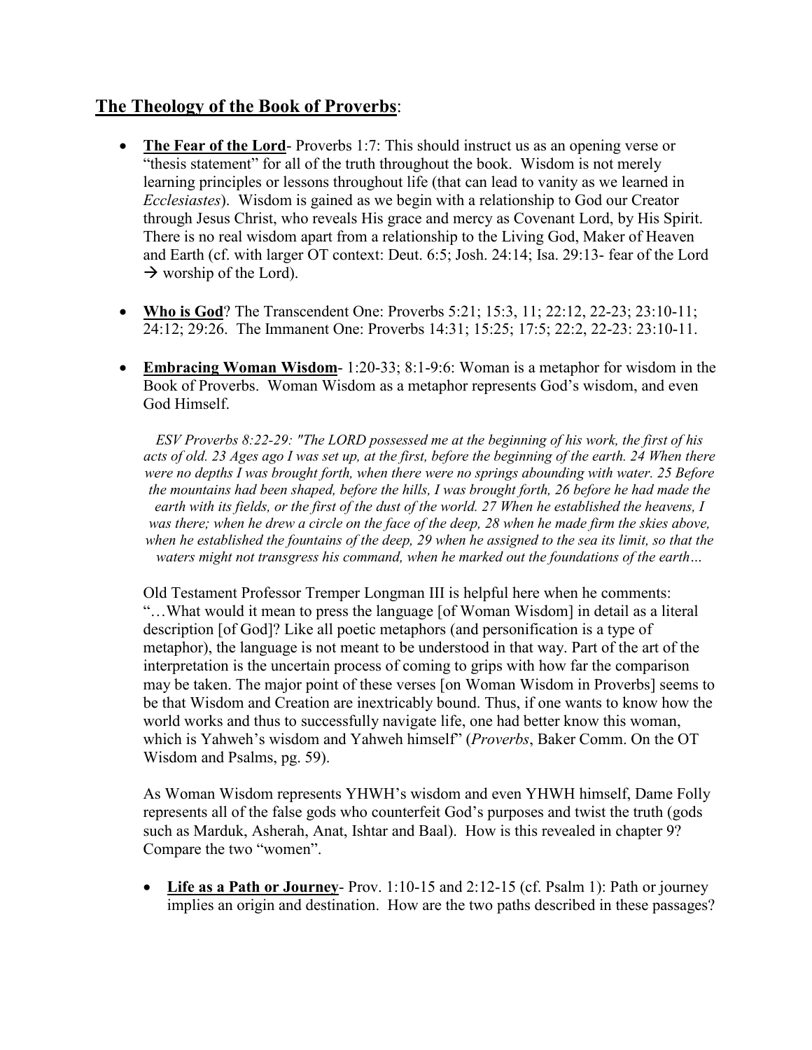## **The Theology of the Book of Proverbs**:

- **The Fear of the Lord**- Proverbs 1:7: This should instruct us as an opening verse or "thesis statement" for all of the truth throughout the book. Wisdom is not merely learning principles or lessons throughout life (that can lead to vanity as we learned in *Ecclesiastes*). Wisdom is gained as we begin with a relationship to God our Creator through Jesus Christ, who reveals His grace and mercy as Covenant Lord, by His Spirit. There is no real wisdom apart from a relationship to the Living God, Maker of Heaven and Earth (cf. with larger OT context: Deut. 6:5; Josh. 24:14; Isa. 29:13- fear of the Lord → worship of the Lord).

- **Who is God**? The Transcendent One: Proverbs 5:21; 15:3, 11; 22:12, 22-23; 23:10-11; 24:12; 29:26. The Immanent One: Proverbs 14:31; 15:25; 17:5; 22:2, 22-23: 23:10-11.

- **Embracing Woman Wisdom**- 1:20-33; 8:1-9:6: Woman is a metaphor for wisdom in the Book of Proverbs. Woman Wisdom as a metaphor represents God's wisdom, and even God Himself.

  *ESV Proverbs 8:22-29: "The LORD possessed me at the beginning of his work, the first of his acts of old. 23 Ages ago I was set up, at the first, before the beginning of the earth. 24 When there were no depths I was brought forth, when there were no springs abounding with water. 25 Before the mountains had been shaped, before the hills, I was brought forth, 26 before he had made the earth with its fields, or the first of the dust of the world. 27 When he established the heavens, I was there; when he drew a circle on the face of the deep, 28 when he made firm the skies above, when he established the fountains of the deep, 29 when he assigned to the sea its limit, so that the waters might not transgress his command, when he marked out the foundations of the earth…*

  Old Testament Professor Tremper Longman III is helpful here when he comments: "…What would it mean to press the language [of Woman Wisdom] in detail as a literal description [of God]? Like all poetic metaphors (and personification is a type of metaphor), the language is not meant to be understood in that way. Part of the art of the interpretation is the uncertain process of coming to grips with how far the comparison may be taken. The major point of these verses [on Woman Wisdom in Proverbs] seems to be that Wisdom and Creation are inextricably bound. Thus, if one wants to know how the world works and thus to successfully navigate life, one had better know this woman, which is Yahweh's wisdom and Yahweh himself" (*Proverbs*, Baker Comm. On the OT Wisdom and Psalms, pg. 59).

  As Woman Wisdom represents YHWH's wisdom and even YHWH himself, Dame Folly represents all of the false gods who counterfeit God's purposes and twist the truth (gods such as Marduk, Asherah, Anat, Ishtar and Baal). How is this revealed in chapter 9? Compare the two "women".

- **Life as a Path or Journey**- Prov. 1:10-15 and 2:12-15 (cf. Psalm 1): Path or journey implies an origin and destination. How are the two paths described in these passages?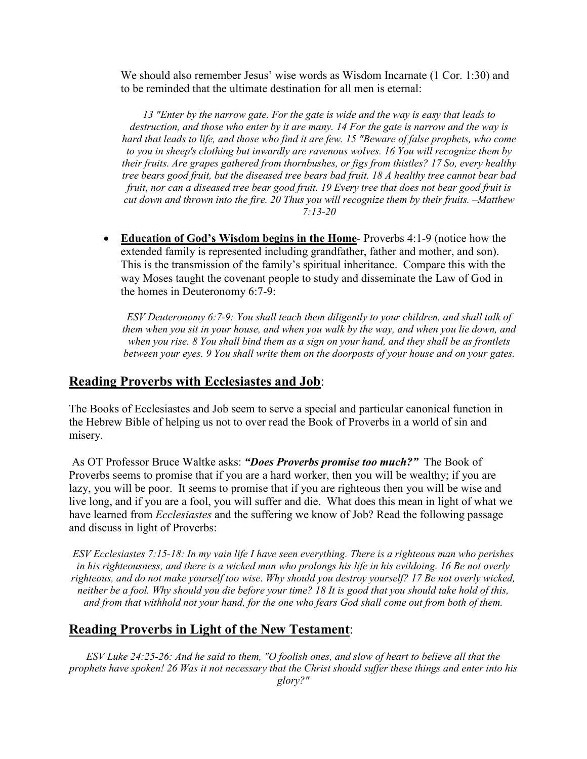We should also remember Jesus' wise words as Wisdom Incarnate (1 Cor. 1:30) and to be reminded that the ultimate destination for all men is eternal:

*13 "Enter by the narrow gate. For the gate is wide and the way is easy that leads to destruction, and those who enter by it are many. 14 For the gate is narrow and the way is hard that leads to life, and those who find it are few. 15 "Beware of false prophets, who come to you in sheep's clothing but inwardly are ravenous wolves. 16 You will recognize them by their fruits. Are grapes gathered from thornbushes, or figs from thistles? 17 So, every healthy tree bears good fruit, but the diseased tree bears bad fruit. 18 A healthy tree cannot bear bad fruit, nor can a diseased tree bear good fruit. 19 Every tree that does not bear good fruit is cut down and thrown into the fire. 20 Thus you will recognize them by their fruits. –Matthew 7:13-20*

- **Education of God's Wisdom begins in the Home**- Proverbs 4:1-9 (notice how the extended family is represented including grandfather, father and mother, and son). This is the transmission of the family's spiritual inheritance. Compare this with the way Moses taught the covenant people to study and disseminate the Law of God in the homes in Deuteronomy 6:7-9:

  *ESV Deuteronomy 6:7-9: You shall teach them diligently to your children, and shall talk of them when you sit in your house, and when you walk by the way, and when you lie down, and when you rise. 8 You shall bind them as a sign on your hand, and they shall be as frontlets between your eyes. 9 You shall write them on the doorposts of your house and on your gates.*

## Reading Proverbs with Ecclesiastes and Job:

The Books of Ecclesiastes and Job seem to serve a special and particular canonical function in the Hebrew Bible of helping us not to over read the Book of Proverbs in a world of sin and misery.

As OT Professor Bruce Waltke asks: ***"Does Proverbs promise too much?"*** The Book of Proverbs seems to promise that if you are a hard worker, then you will be wealthy; if you are lazy, you will be poor. It seems to promise that if you are righteous then you will be wise and live long, and if you are a fool, you will suffer and die. What does this mean in light of what we have learned from *Ecclesiastes* and the suffering we know of Job? Read the following passage and discuss in light of Proverbs:

*ESV Ecclesiastes 7:15-18: In my vain life I have seen everything. There is a righteous man who perishes in his righteousness, and there is a wicked man who prolongs his life in his evildoing. 16 Be not overly righteous, and do not make yourself too wise. Why should you destroy yourself? 17 Be not overly wicked, neither be a fool. Why should you die before your time? 18 It is good that you should take hold of this, and from that withhold not your hand, for the one who fears God shall come out from both of them.*

## Reading Proverbs in Light of the New Testament:

*ESV Luke 24:25-26: And he said to them, "O foolish ones, and slow of heart to believe all that the prophets have spoken! 26 Was it not necessary that the Christ should suffer these things and enter into his glory?"*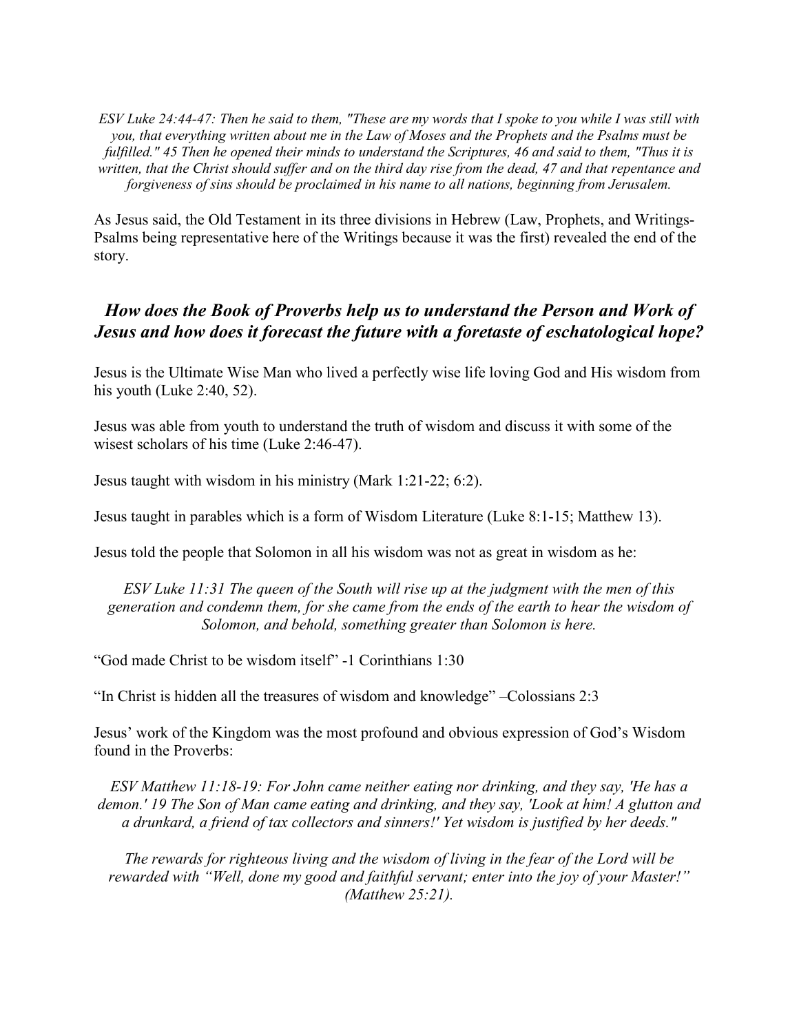*ESV Luke 24:44-47: Then he said to them, "These are my words that I spoke to you while I was still with you, that everything written about me in the Law of Moses and the Prophets and the Psalms must be fulfilled." 45 Then he opened their minds to understand the Scriptures, 46 and said to them, "Thus it is written, that the Christ should suffer and on the third day rise from the dead, 47 and that repentance and forgiveness of sins should be proclaimed in his name to all nations, beginning from Jerusalem.*

As Jesus said, the Old Testament in its three divisions in Hebrew (Law, Prophets, and Writings-Psalms being representative here of the Writings because it was the first) revealed the end of the story.

### *How does the Book of Proverbs help us to understand the Person and Work of Jesus and how does it forecast the future with a foretaste of eschatological hope?*

Jesus is the Ultimate Wise Man who lived a perfectly wise life loving God and His wisdom from his youth (Luke 2:40, 52).

Jesus was able from youth to understand the truth of wisdom and discuss it with some of the wisest scholars of his time (Luke 2:46-47).

Jesus taught with wisdom in his ministry (Mark 1:21-22; 6:2).

Jesus taught in parables which is a form of Wisdom Literature (Luke 8:1-15; Matthew 13).

Jesus told the people that Solomon in all his wisdom was not as great in wisdom as he:

*ESV Luke 11:31 The queen of the South will rise up at the judgment with the men of this generation and condemn them, for she came from the ends of the earth to hear the wisdom of Solomon, and behold, something greater than Solomon is here.*

"God made Christ to be wisdom itself" -1 Corinthians 1:30

"In Christ is hidden all the treasures of wisdom and knowledge" –Colossians 2:3

Jesus' work of the Kingdom was the most profound and obvious expression of God's Wisdom found in the Proverbs:

*ESV Matthew 11:18-19: For John came neither eating nor drinking, and they say, 'He has a demon.' 19 The Son of Man came eating and drinking, and they say, 'Look at him! A glutton and a drunkard, a friend of tax collectors and sinners!' Yet wisdom is justified by her deeds."*

*The rewards for righteous living and the wisdom of living in the fear of the Lord will be rewarded with "Well, done my good and faithful servant; enter into the joy of your Master!" (Matthew 25:21).*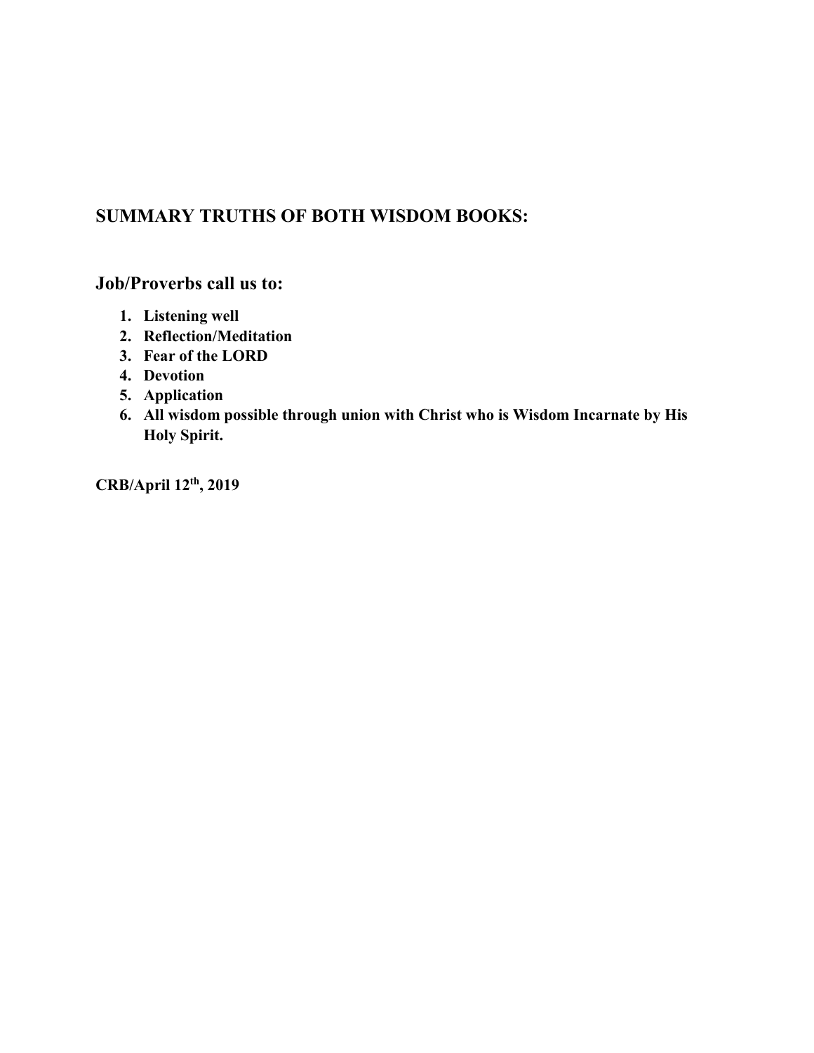## SUMMARY TRUTHS OF BOTH WISDOM BOOKS:

### Job/Proverbs call us to:

1. **Listening well**
2. **Reflection/Meditation**
3. **Fear of the LORD**
4. **Devotion**
5. **Application**
6. **All wisdom possible through union with Christ who is Wisdom Incarnate by His Holy Spirit.**

**CRB/April 12th, 2019**